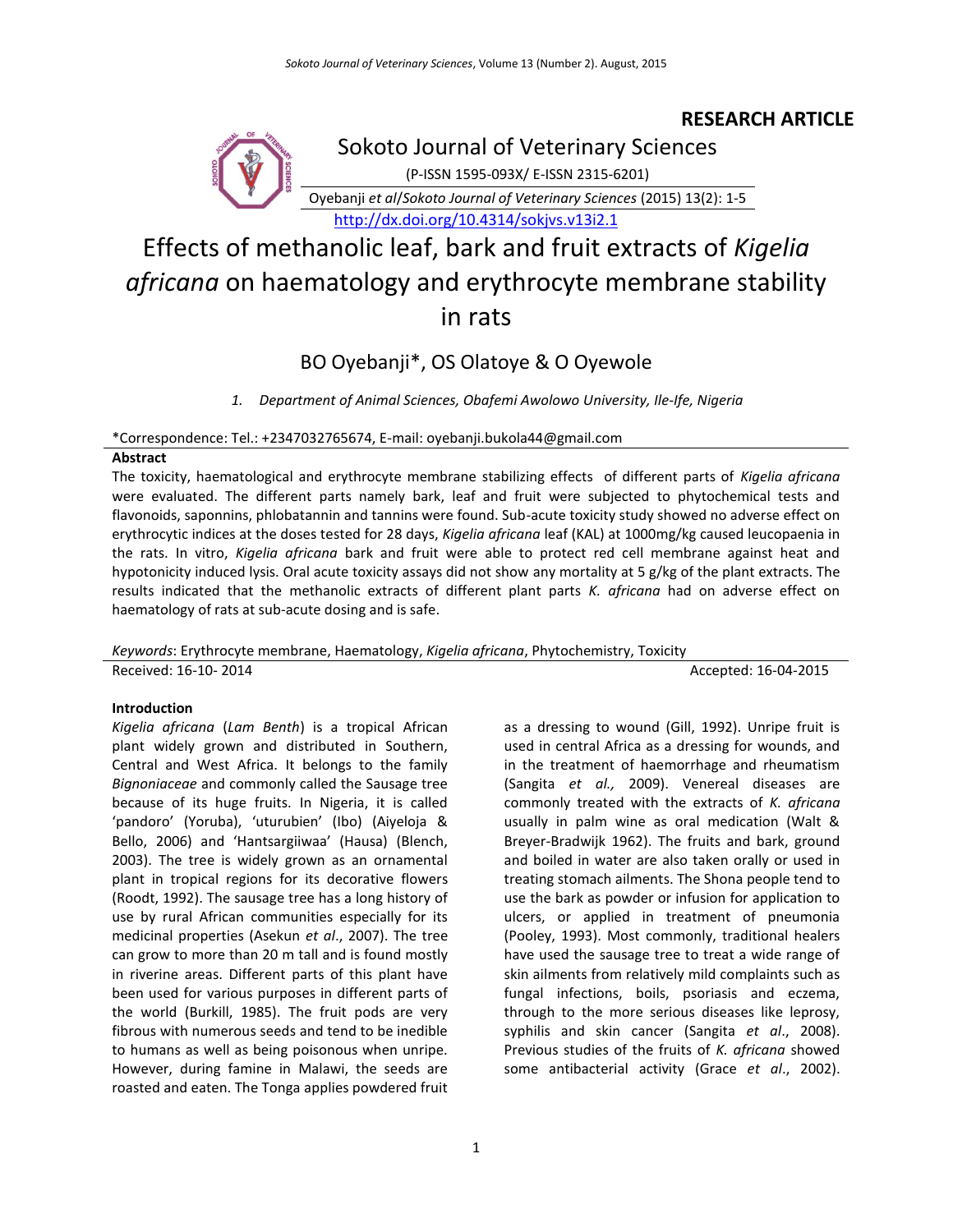**RESEARCH ARTICLE**

Sokoto Journal of Veterinary Sciences

(P-ISSN 1595-093X/ E-ISSN 2315-6201)

Oyebanji *et al*/Sokoto Journal of Veterinary Sciences (2015) 13(2): 1-5

http://dx.doi.org/10.4314/sokjvs.v13i2.1

# Effects of methanolic leaf, bark and fruit extracts of *Kigelia africana* on haematology and erythrocyte membrane stability in rats

BO Oyebanji*, OS Olatoye & O Oyewole

1. *Department of Animal Sciences, Obafemi Awolowo University, Ile-Ife, Nigeria*

*Correspondence: Tel.: +2347032765674, E-mail: oyebanji.bukola44@gmail.com

## Abstract

The toxicity, haematological and erythrocyte membrane stabilizing effects of different parts of *Kigelia africana* were evaluated. The different parts namely bark, leaf and fruit were subjected to phytochemical tests and flavonoids, saponnins, phlobatannin and tannins were found. Sub-acute toxicity study showed no adverse effect on erythrocytic indices at the doses tested for 28 days, *Kigelia africana* leaf (KAL) at 1000mg/kg caused leucopaenia in the rats. In vitro, *Kigelia africana* bark and fruit were able to protect red cell membrane against heat and hypotonicity induced lysis. Oral acute toxicity assays did not show any mortality at 5 g/kg of the plant extracts. The results indicated that the methanolic extracts of different plant parts *K. africana* had on adverse effect on haematology of rats at sub-acute dosing and is safe.

*Keywords*: Erythrocyte membrane, Haematology, *Kigelia africana*, Phytochemistry, Toxicity

Received: 16-10- 2014 Accepted: 16-04-2015

## Introduction

*Kigelia africana* (*Lam Benth*) is a tropical African plant widely grown and distributed in Southern, Central and West Africa. It belongs to the family *Bignoniaceae* and commonly called the Sausage tree because of its huge fruits. In Nigeria, it is called 'pandoro' (Yoruba), 'uturubien' (Ibo) (Aiyeloja & Bello, 2006) and 'Hantsargiiwaa' (Hausa) (Blench, 2003). The tree is widely grown as an ornamental plant in tropical regions for its decorative flowers (Roodt, 1992). The sausage tree has a long history of use by rural African communities especially for its medicinal properties (Asekun *et al*., 2007). The tree can grow to more than 20 m tall and is found mostly in riverine areas. Different parts of this plant have been used for various purposes in different parts of the world (Burkill, 1985). The fruit pods are very fibrous with numerous seeds and tend to be inedible to humans as well as being poisonous when unripe. However, during famine in Malawi, the seeds are roasted and eaten. The Tonga applies powdered fruit as a dressing to wound (Gill, 1992). Unripe fruit is used in central Africa as a dressing for wounds, and in the treatment of haemorrhage and rheumatism (Sangita *et al.,* 2009). Venereal diseases are commonly treated with the extracts of *K. africana* usually in palm wine as oral medication (Walt & Breyer-Bradwijk 1962). The fruits and bark, ground and boiled in water are also taken orally or used in treating stomach ailments. The Shona people tend to use the bark as powder or infusion for application to ulcers, or applied in treatment of pneumonia (Pooley, 1993). Most commonly, traditional healers have used the sausage tree to treat a wide range of skin ailments from relatively mild complaints such as fungal infections, boils, psoriasis and eczema, through to the more serious diseases like leprosy, syphilis and skin cancer (Sangita *et al*., 2008). Previous studies of the fruits of *K. africana* showed some antibacterial activity (Grace *et al*., 2002).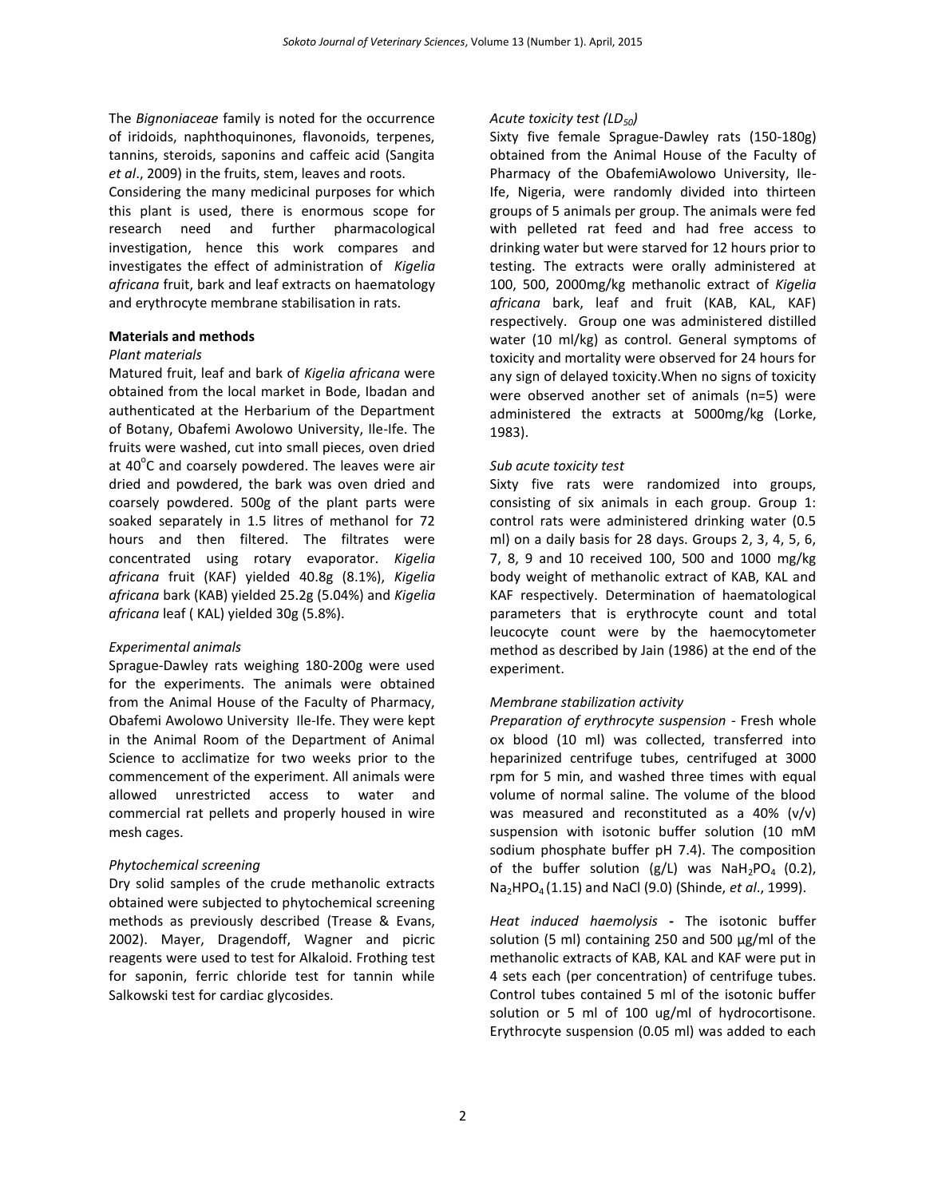The *Bignoniaceae* family is noted for the occurrence of iridoids, naphthoquinones, flavonoids, terpenes, tannins, steroids, saponins and caffeic acid (Sangita *et al*., 2009) in the fruits, stem, leaves and roots. Considering the many medicinal purposes for which this plant is used, there is enormous scope for research need and further pharmacological investigation, hence this work compares and investigates the effect of administration of *Kigelia africana* fruit, bark and leaf extracts on haematology and erythrocyte membrane stabilisation in rats.

**Materials and methods**

*Plant materials*

Matured fruit, leaf and bark of *Kigelia africana* were obtained from the local market in Bode, Ibadan and authenticated at the Herbarium of the Department of Botany, Obafemi Awolowo University, Ile-Ife. The fruits were washed, cut into small pieces, oven dried at 40$^{o}$C and coarsely powdered. The leaves were air dried and powdered, the bark was oven dried and coarsely powdered. 500g of the plant parts were soaked separately in 1.5 litres of methanol for 72 hours and then filtered. The filtrates were concentrated using rotary evaporator. *Kigelia africana* fruit (KAF) yielded 40.8g (8.1%), *Kigelia africana* bark (KAB) yielded 25.2g (5.04%) and *Kigelia africana* leaf ( KAL) yielded 30g (5.8%).

*Experimental animals*

Sprague-Dawley rats weighing 180-200g were used for the experiments. The animals were obtained from the Animal House of the Faculty of Pharmacy, Obafemi Awolowo University Ile-Ife. They were kept in the Animal Room of the Department of Animal Science to acclimatize for two weeks prior to the commencement of the experiment. All animals were allowed unrestricted access to water and commercial rat pellets and properly housed in wire mesh cages.

*Phytochemical screening*

Dry solid samples of the crude methanolic extracts obtained were subjected to phytochemical screening methods as previously described (Trease & Evans, 2002). Mayer, Dragendoff, Wagner and picric reagents were used to test for Alkaloid. Frothing test for saponin, ferric chloride test for tannin while Salkowski test for cardiac glycosides.

*Acute toxicity test ($LD_{50}$)*

Sixty five female Sprague-Dawley rats (150-180g) obtained from the Animal House of the Faculty of Pharmacy of the ObafemiAwolowo University, Ile-Ife, Nigeria, were randomly divided into thirteen groups of 5 animals per group. The animals were fed with pelleted rat feed and had free access to drinking water but were starved for 12 hours prior to testing. The extracts were orally administered at 100, 500, 2000mg/kg methanolic extract of *Kigelia africana* bark, leaf and fruit (KAB, KAL, KAF) respectively. Group one was administered distilled water (10 ml/kg) as control. General symptoms of toxicity and mortality were observed for 24 hours for any sign of delayed toxicity.When no signs of toxicity were observed another set of animals (n=5) were administered the extracts at 5000mg/kg (Lorke, 1983).

*Sub acute toxicity test*

Sixty five rats were randomized into groups, consisting of six animals in each group. Group 1: control rats were administered drinking water (0.5 ml) on a daily basis for 28 days. Groups 2, 3, 4, 5, 6, 7, 8, 9 and 10 received 100, 500 and 1000 mg/kg body weight of methanolic extract of KAB, KAL and KAF respectively. Determination of haematological parameters that is erythrocyte count and total leucocyte count were by the haemocytometer method as described by Jain (1986) at the end of the experiment.

*Membrane stabilization activity*

*Preparation of erythrocyte suspension* - Fresh whole ox blood (10 ml) was collected, transferred into heparinized centrifuge tubes, centrifuged at 3000 rpm for 5 min, and washed three times with equal volume of normal saline. The volume of the blood was measured and reconstituted as a 40% (v/v) suspension with isotonic buffer solution (10 mM sodium phosphate buffer pH 7.4). The composition of the buffer solution (g/L) was $NaH_2PO_4$ (0.2), $Na_2HPO_4$ (1.15) and NaCl (9.0) (Shinde, *et al*., 1999).

*Heat induced haemolysis* **-** The isotonic buffer solution (5 ml) containing 250 and 500 µg/ml of the methanolic extracts of KAB, KAL and KAF were put in 4 sets each (per concentration) of centrifuge tubes. Control tubes contained 5 ml of the isotonic buffer solution or 5 ml of 100 ug/ml of hydrocortisone. Erythrocyte suspension (0.05 ml) was added to each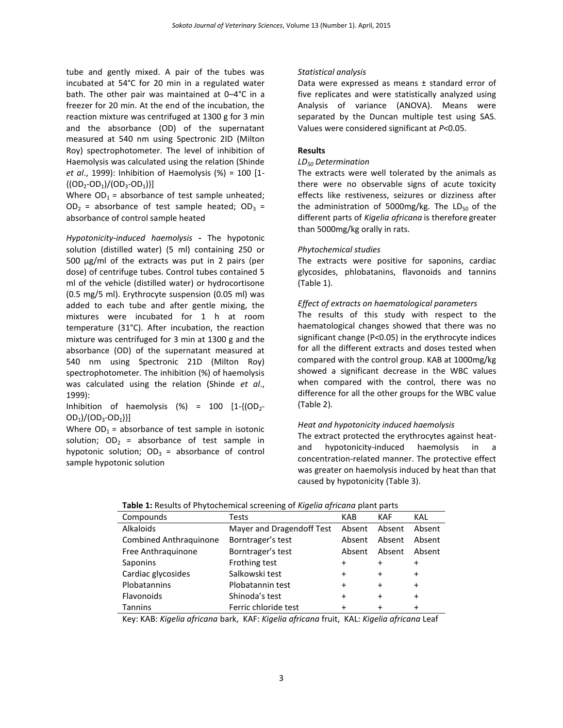tube and gently mixed. A pair of the tubes was incubated at 54°C for 20 min in a regulated water bath. The other pair was maintained at 0–4°C in a freezer for 20 min. At the end of the incubation, the reaction mixture was centrifuged at 1300 g for 3 min and the absorbance (OD) of the supernatant measured at 540 nm using Spectronic 2ID (Milton Roy) spectrophotometer. The level of inhibition of Haemolysis was calculated using the relation (Shinde *et al*., 1999): Inhibition of Haemolysis (%) = 100 $[1-\{(OD_2-OD_1)/(OD_3-OD_1)\}]$

Where $OD_1$ = absorbance of test sample unheated; $OD_2$ = absorbance of test sample heated; $OD_3$ = absorbance of control sample heated

*Hypotonicity-induced haemolysis* **-** The hypotonic solution (distilled water) (5 ml) containing 250 or 500 µg/ml of the extracts was put in 2 pairs (per dose) of centrifuge tubes. Control tubes contained 5 ml of the vehicle (distilled water) or hydrocortisone (0.5 mg/5 ml). Erythrocyte suspension (0.05 ml) was added to each tube and after gentle mixing, the mixtures were incubated for 1 h at room temperature (31°C). After incubation, the reaction mixture was centrifuged for 3 min at 1300 g and the absorbance (OD) of the supernatant measured at 540 nm using Spectronic 21D (Milton Roy) spectrophotometer. The inhibition (%) of haemolysis was calculated using the relation (Shinde *et al*., 1999):

Inhibition of haemolysis (%) = 100 $[1-\{(OD_2-OD_1)/(OD_3-OD_1)\}]$

Where $OD_1$ = absorbance of test sample in isotonic solution; $OD_2$ = absorbance of test sample in hypotonic solution; $OD_3$ = absorbance of control sample hypotonic solution

*Statistical analysis*

Data were expressed as means ± standard error of five replicates and were statistically analyzed using Analysis of variance (ANOVA). Means were separated by the Duncan multiple test using SAS. Values were considered significant at $P<0.05$.

**Results**

*$LD_{50}$ Determination*

The extracts were well tolerated by the animals as there were no observable signs of acute toxicity effects like restiveness, seizures or dizziness after the administration of 5000mg/kg. The $LD_{50}$ of the different parts of *Kigelia africana* is therefore greater than 5000mg/kg orally in rats.

*Phytochemical studies*

The extracts were positive for saponins, cardiac glycosides, phlobatanins, flavonoids and tannins (Table 1).

*Effect of extracts on haematological parameters*

The results of this study with respect to the haematological changes showed that there was no significant change (P<0.05) in the erythrocyte indices for all the different extracts and doses tested when compared with the control group. KAB at 1000mg/kg showed a significant decrease in the WBC values when compared with the control, there was no difference for all the other groups for the WBC value (Table 2).

*Heat and hypotonicity induced haemolysis*

The extract protected the erythrocytes against heat- and hypotonicity-induced haemolysis in a concentration-related manner. The protective effect was greater on haemolysis induced by heat than that caused by hypotonicity (Table 3).

**Table 1:** Results of Phytochemical screening of *Kigelia africana* plant parts

| Compounds | Tests | KAB | KAF | KAL |
|---|---|---|---|---|
| Alkaloids | Mayer and Dragendoff Test | Absent | Absent | Absent |
| Combined Anthraquinone | Borntrager's test | Absent | Absent | Absent |
| Free Anthraquinone | Borntrager's test | Absent | Absent | Absent |
| Saponins | Frothing test | + | + | + |
| Cardiac glycosides | Salkowski test | + | + | + |
| Plobatannins | Plobatannin test | + | + | + |
| Flavonoids | Shinoda's test | + | + | + |
| Tannins | Ferric chloride test | + | + | + |

Key: KAB: *Kigelia africana* bark, KAF: *Kigelia africana* fruit, KAL: *Kigelia africana* Leaf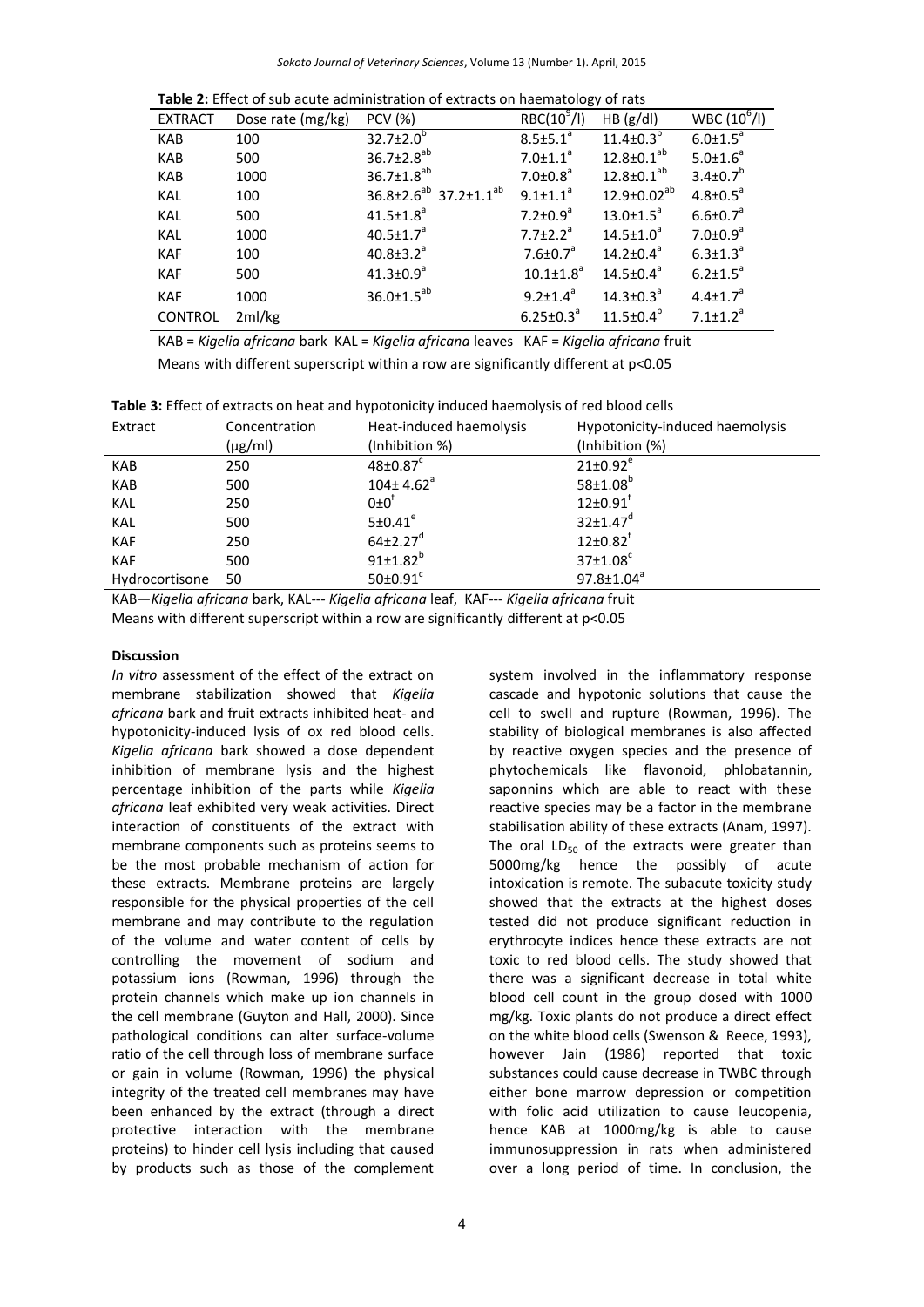**Table 2:** Effect of sub acute administration of extracts on haematology of rats

| EXTRACT | Dose rate (mg/kg) | PCV (%) | RBC($10^9$/l) | HB (g/dl) | WBC ($10^6$/l) |
|---|---|---|---|---|---|
| KAB | 100 | 32.7±2.0$^b$ | 8.5±5.1$^a$ | 11.4±0.3$^b$ | 6.0±1.5$^a$ |
| KAB | 500 | 36.7±2.8$^{ab}$ | 7.0±1.1$^a$ | 12.8±0.1$^{ab}$ | 5.0±1.6$^a$ |
| KAB | 1000 | 36.7±1.8$^{ab}$ | 7.0±0.8$^a$ | 12.8±0.1$^{ab}$ | 3.4±0.7$^b$ |
| KAL | 100 | 36.8±2.6$^{ab}$ 37.2±1.1$^{ab}$ | 9.1±1.1$^a$ | 12.9±0.02$^{ab}$ | 4.8±0.5$^a$ |
| KAL | 500 | 41.5±1.8$^a$ | 7.2±0.9$^a$ | 13.0±1.5$^a$ | 6.6±0.7$^a$ |
| KAL | 1000 | 40.5±1.7$^a$ | 7.7±2.2$^a$ | 14.5±1.0$^a$ | 7.0±0.9$^a$ |
| KAF | 100 | 40.8±3.2$^a$ | 7.6±0.7$^a$ | 14.2±0.4$^a$ | 6.3±1.3$^a$ |
| KAF | 500 | 41.3±0.9$^a$ | 10.1±1.8$^a$ | 14.5±0.4$^a$ | 6.2±1.5$^a$ |
| KAF | 1000 | 36.0±1.5$^{ab}$ | 9.2±1.4$^a$ | 14.3±0.3$^a$ | 4.4±1.7$^a$ |
| CONTROL | 2ml/kg | | 6.25±0.3$^a$ | 11.5±0.4$^b$ | 7.1±1.2$^a$ |

KAB = *Kigelia africana* bark KAL = *Kigelia africana* leaves KAF = *Kigelia africana* fruit

Means with different superscript within a row are significantly different at p<0.05

**Table 3:** Effect of extracts on heat and hypotonicity induced haemolysis of red blood cells

| Extract | Concentration (μg/ml) | Heat-induced haemolysis (Inhibition %) | Hypotonicity-induced haemolysis (Inhibition (%) |
|---|---|---|---|
| KAB | 250 | 48±0.87$^c$ | 21±0.92$^e$ |
| KAB | 500 | 104± 4.62$^a$ | 58±1.08$^b$ |
| KAL | 250 | 0±0$^f$ | 12±0.91$^f$ |
| KAL | 500 | 5±0.41$^e$ | 32±1.47$^d$ |
| KAF | 250 | 64±2.27$^d$ | 12±0.82$^f$ |
| KAF | 500 | 91±1.82$^b$ | 37±1.08$^c$ |
| Hydrocortisone | 50 | 50±0.91$^c$ | 97.8±1.04$^a$ |

KAB—*Kigelia africana* bark, KAL--- *Kigelia africana* leaf, KAF--- *Kigelia africana* fruit

Means with different superscript within a row are significantly different at p<0.05

**Discussion**

*In vitro* assessment of the effect of the extract on membrane stabilization showed that *Kigelia africana* bark and fruit extracts inhibited heat- and hypotonicity-induced lysis of ox red blood cells. *Kigelia africana* bark showed a dose dependent inhibition of membrane lysis and the highest percentage inhibition of the parts while *Kigelia africana* leaf exhibited very weak activities. Direct interaction of constituents of the extract with membrane components such as proteins seems to be the most probable mechanism of action for these extracts. Membrane proteins are largely responsible for the physical properties of the cell membrane and may contribute to the regulation of the volume and water content of cells by controlling the movement of sodium and potassium ions (Rowman, 1996) through the protein channels which make up ion channels in the cell membrane (Guyton and Hall, 2000). Since pathological conditions can alter surface-volume ratio of the cell through loss of membrane surface or gain in volume (Rowman, 1996) the physical integrity of the treated cell membranes may have been enhanced by the extract (through a direct protective interaction with the membrane proteins) to hinder cell lysis including that caused by products such as those of the complement system involved in the inflammatory response cascade and hypotonic solutions that cause the cell to swell and rupture (Rowman, 1996). The stability of biological membranes is also affected by reactive oxygen species and the presence of phytochemicals like flavonoid, phlobatannin, saponnins which are able to react with these reactive species may be a factor in the membrane stabilisation ability of these extracts (Anam, 1997). The oral $LD_{50}$ of the extracts were greater than 5000mg/kg hence the possibly of acute intoxication is remote. The subacute toxicity study showed that the extracts at the highest doses tested did not produce significant reduction in erythrocyte indices hence these extracts are not toxic to red blood cells. The study showed that there was a significant decrease in total white blood cell count in the group dosed with 1000 mg/kg. Toxic plants do not produce a direct effect on the white blood cells (Swenson & Reece, 1993), however Jain (1986) reported that toxic substances could cause decrease in TWBC through either bone marrow depression or competition with folic acid utilization to cause leucopenia, hence KAB at 1000mg/kg is able to cause immunosuppression in rats when administered over a long period of time. In conclusion, the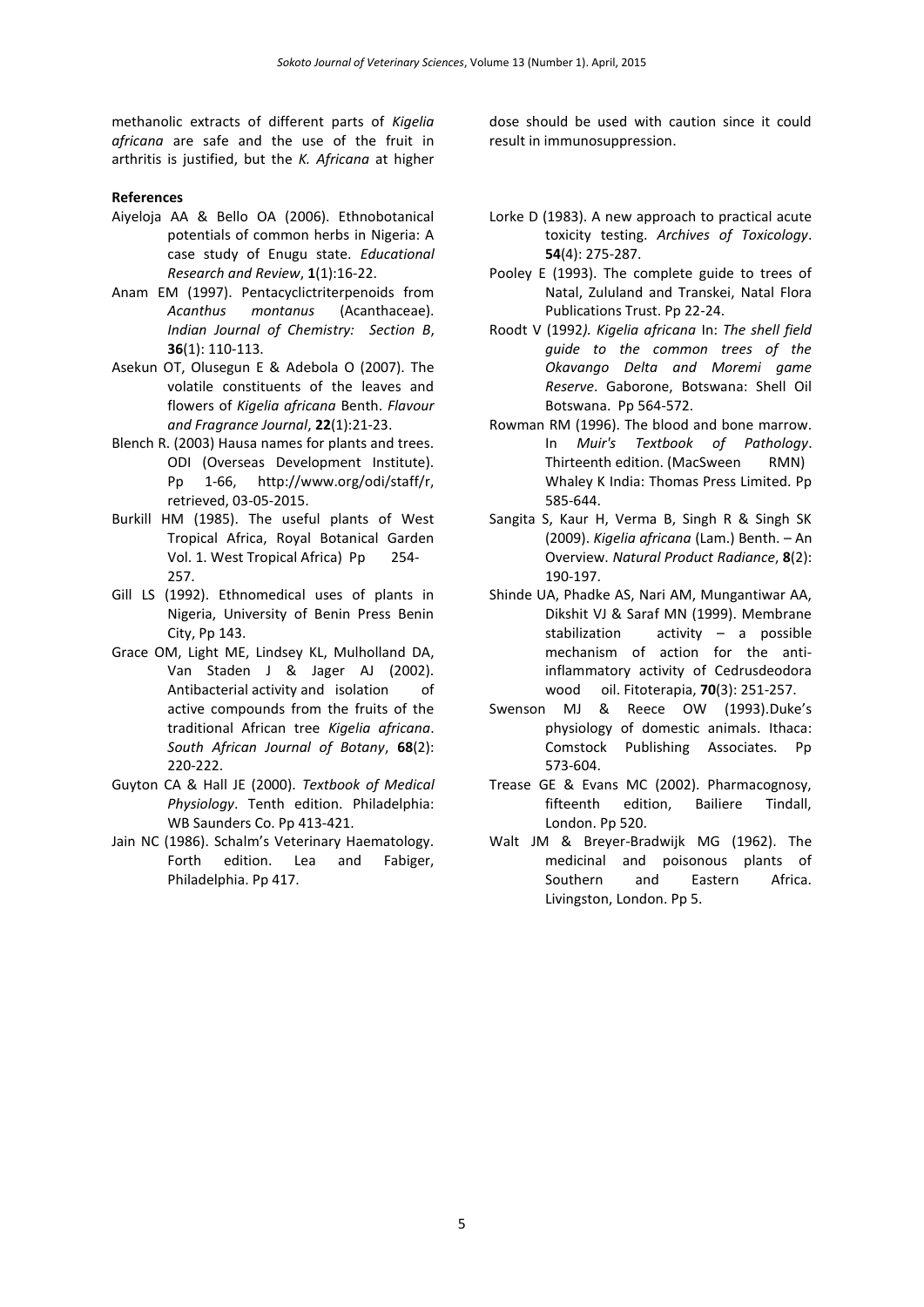methanolic extracts of different parts of *Kigelia africana* are safe and the use of the fruit in arthritis is justified, but the *K. Africana* at higher dose should be used with caution since it could result in immunosuppression.

**References**

Aiyeloja AA & Bello OA (2006). Ethnobotanical potentials of common herbs in Nigeria: A case study of Enugu state. *Educational Research and Review*, **1**(1):16-22.

Anam EM (1997). Pentacyclictriterpenoids from *Acanthus montanus* (Acanthaceae). *Indian Journal of Chemistry: Section B*, **36**(1): 110-113.

Asekun OT, Olusegun E & Adebola O (2007). The volatile constituents of the leaves and flowers of *Kigelia africana* Benth. *Flavour and Fragrance Journal*, **22**(1):21-23.

Blench R. (2003) Hausa names for plants and trees. ODI (Overseas Development Institute). Pp 1-66, http://www.org/odi/staff/r, retrieved, 03-05-2015.

Burkill HM (1985). The useful plants of West Tropical Africa, Royal Botanical Garden Vol. 1. West Tropical Africa) Pp 254-257.

Gill LS (1992). Ethnomedical uses of plants in Nigeria, University of Benin Press Benin City, Pp 143.

Grace OM, Light ME, Lindsey KL, Mulholland DA, Van Staden J & Jager AJ (2002). Antibacterial activity and isolation of active compounds from the fruits of the traditional African tree *Kigelia africana*. *South African Journal of Botany*, **68**(2): 220-222.

Guyton CA & Hall JE (2000). *Textbook of Medical Physiology*. Tenth edition. Philadelphia: WB Saunders Co. Pp 413-421.

Jain NC (1986). Schalm's Veterinary Haematology. Forth edition. Lea and Fabiger, Philadelphia. Pp 417.

Lorke D (1983). A new approach to practical acute toxicity testing. *Archives of Toxicology*. **54**(4): 275-287.

Pooley E (1993). The complete guide to trees of Natal, Zululand and Transkei, Natal Flora Publications Trust. Pp 22-24.

Roodt V (1992*). Kigelia africana* In: *The shell field guide to the common trees of the Okavango Delta and Moremi game Reserve*. Gaborone, Botswana: Shell Oil Botswana. Pp 564-572.

Rowman RM (1996). The blood and bone marrow. In *Muir's Textbook of Pathology*. Thirteenth edition. (MacSween RMN) Whaley K India: Thomas Press Limited. Pp 585-644.

Sangita S, Kaur H, Verma B, Singh R & Singh SK (2009). *Kigelia africana* (Lam.) Benth. – An Overview. *Natural Product Radiance*, **8**(2): 190-197.

Shinde UA, Phadke AS, Nari AM, Mungantiwar AA, Dikshit VJ & Saraf MN (1999). Membrane stabilization activity – a possible mechanism of action for the anti-inflammatory activity of Cedrusdeodora wood oil. Fitoterapia, **70**(3): 251-257.

Swenson MJ & Reece OW (1993).Duke's physiology of domestic animals. Ithaca: Comstock Publishing Associates. Pp 573-604.

Trease GE & Evans MC (2002). Pharmacognosy, fifteenth edition, Bailiere Tindall, London. Pp 520.

Walt JM & Breyer-Bradwijk MG (1962). The medicinal and poisonous plants of Southern and Eastern Africa. Livingston, London. Pp 5.